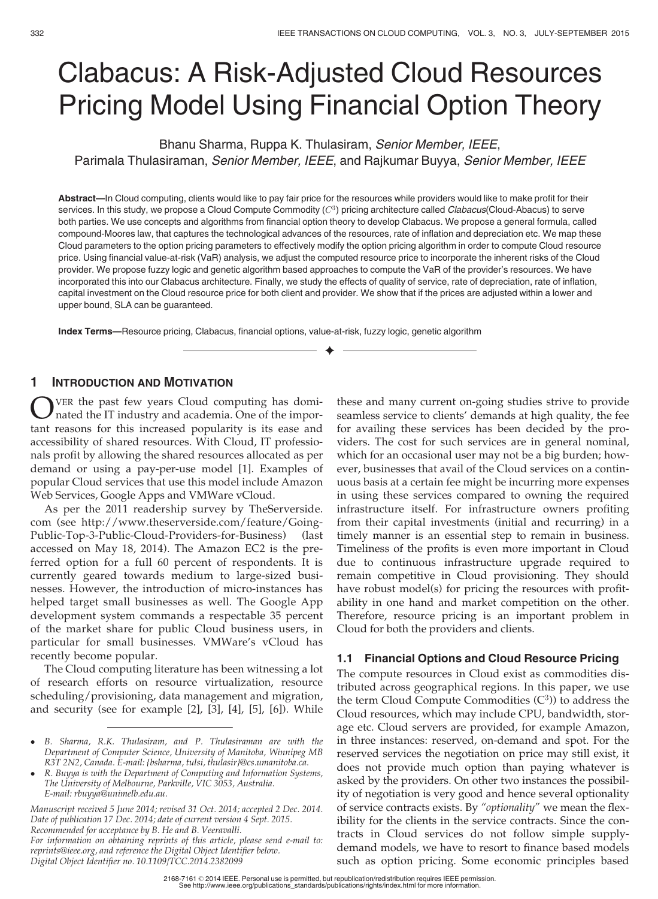# Clabacus: A Risk-Adjusted Cloud Resources Pricing Model Using Financial Option Theory

Bhanu Sharma, Ruppa K. Thulasiram, *Senior Member, IEEE*, Parimala Thulasiraman, *Senior Member, IEEE*, and Rajkumar Buyya, *Senior Member, IEEE*

**Abstract**—In Cloud computing, clients would like to pay fair price for the resources while providers would like to make profit for their services. In this study, we propose a Cloud Compute Commodity ($C^3$) pricing architecture called *Clabacus*(Cloud-Abacus) to serve both parties. We use concepts and algorithms from financial option theory to develop Clabacus. We propose a general formula, called compound-Moores law, that captures the technological advances of the resources, rate of inflation and depreciation etc. We map these Cloud parameters to the option pricing parameters to effectively modify the option pricing algorithm in order to compute Cloud resource price. Using financial value-at-risk (VaR) analysis, we adjust the computed resource price to incorporate the inherent risks of the Cloud provider. We propose fuzzy logic and genetic algorithm based approaches to compute the VaR of the provider's resources. We have incorporated this into our Clabacus architecture. Finally, we study the effects of quality of service, rate of depreciation, rate of inflation, capital investment on the Cloud resource price for both client and provider. We show that if the prices are adjusted within a lower and upper bound, SLA can be guaranteed.

**Index Terms**—Resource pricing, Clabacus, financial options, value-at-risk, fuzzy logic, genetic algorithm

## 1 Introduction and Motivation

Over the past few years Cloud computing has dominated the IT industry and academia. One of the important reasons for this increased popularity is its ease and accessibility of shared resources. With Cloud, IT professionals profit by allowing the shared resources allocated as per demand or using a pay-per-use model [1]. Examples of popular Cloud services that use this model include Amazon Web Services, Google Apps and VMWare vCloud.

As per the 2011 readership survey by TheServerside.com (see http://www.theserverside.com/feature/Going-Public-Top-3-Public-Cloud-Providers-for-Business) (last accessed on May 18, 2014). The Amazon EC2 is the preferred option for a full 60 percent of respondents. It is currently geared towards medium to large-sized businesses. However, the introduction of micro-instances has helped target small businesses as well. The Google App development system commands a respectable 35 percent of the market share for public Cloud business users, in particular for small businesses. VMWare's vCloud has recently become popular.

The Cloud computing literature has been witnessing a lot of research efforts on resource virtualization, resource scheduling/provisioning, data management and migration, and security (see for example [2], [3], [4], [5], [6]). While these and many current on-going studies strive to provide seamless service to clients' demands at high quality, the fee for availing these services has been decided by the providers. The cost for such services are in general nominal, which for an occasional user may not be a big burden; however, businesses that avail of the Cloud services on a continuous basis at a certain fee might be incurring more expenses in using these services compared to owning the required infrastructure itself. For infrastructure owners profiting from their capital investments (initial and recurring) in a timely manner is an essential step to remain in business. Timeliness of the profits is even more important in Cloud due to continuous infrastructure upgrade required to remain competitive in Cloud provisioning. They should have robust model(s) for pricing the resources with profitability in one hand and market competition on the other. Therefore, resource pricing is an important problem in Cloud for both the providers and clients.

### 1.1 Financial Options and Cloud Resource Pricing

The compute resources in Cloud exist as commodities distributed across geographical regions. In this paper, we use the term Cloud Compute Commodities ($C^3$)) to address the Cloud resources, which may include CPU, bandwidth, storage etc. Cloud servers are provided, for example Amazon, in three instances: reserved, on-demand and spot. For the reserved services the negotiation on price may still exist, it does not provide much option than paying whatever is asked by the providers. On other two instances the possibility of negotiation is very good and hence several optionality of service contracts exists. By *"optionality"* we mean the flexibility for the clients in the service contracts. Since the contracts in Cloud services do not follow simple supply-demand models, we have to resort to finance based models such as option pricing. Some economic principles based

---

- B. Sharma, R.K. Thulasiram, and P. Thulasiraman are with the Department of Computer Science, University of Manitoba, Winnipeg MB R3T 2N2, Canada. E-mail: {bsharma, tulsi, thulasir}@cs.umanitoba.ca.
- R. Buyya is with the Department of Computing and Information Systems, The University of Melbourne, Parkville, VIC 3053, Australia. E-mail: rbuyya@unimelb.edu.au.

*Manuscript received 5 June 2014; revised 31 Oct. 2014; accepted 2 Dec. 2014. Date of publication 17 Dec. 2014; date of current version 4 Sept. 2015. Recommended for acceptance by B. He and B. Veeravalli. For information on obtaining reprints of this article, please send e-mail to: reprints@ieee.org, and reference the Digital Object Identifier below. Digital Object Identifier no. 10.1109/TCC.2014.2382099*

2168-7161 © 2014 IEEE. Personal use is permitted, but republication/redistribution requires IEEE permission. See http://www.ieee.org/publications_standards/publications/rights/index.html for more information.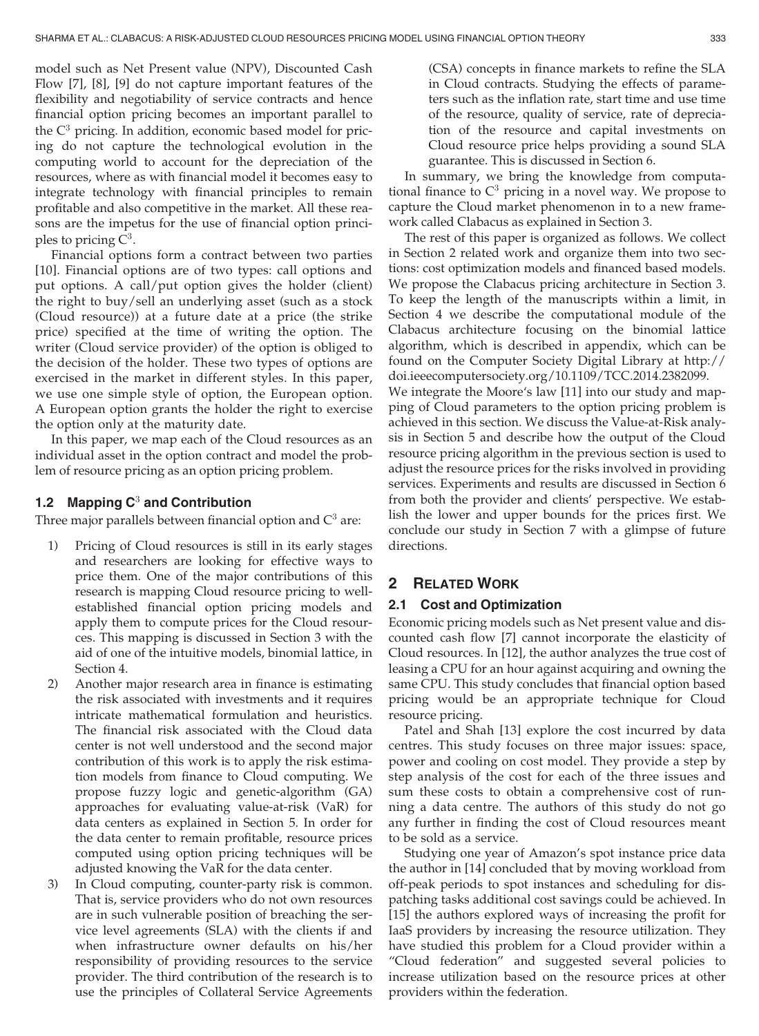model such as Net Present value (NPV), Discounted Cash Flow [7], [8], [9] do not capture important features of the flexibility and negotiability of service contracts and hence financial option pricing becomes an important parallel to the $C^3$ pricing. In addition, economic based model for pricing do not capture the technological evolution in the computing world to account for the depreciation of the resources, where as with financial model it becomes easy to integrate technology with financial principles to remain profitable and also competitive in the market. All these reasons are the impetus for the use of financial option principles to pricing $C^3$.

Financial options form a contract between two parties [10]. Financial options are of two types: call options and put options. A call/put option gives the holder (client) the right to buy/sell an underlying asset (such as a stock (Cloud resource)) at a future date at a price (the strike price) specified at the time of writing the option. The writer (Cloud service provider) of the option is obliged to the decision of the holder. These two types of options are exercised in the market in different styles. In this paper, we use one simple style of option, the European option. A European option grants the holder the right to exercise the option only at the maturity date.

In this paper, we map each of the Cloud resources as an individual asset in the option contract and model the problem of resource pricing as an option pricing problem.

### 1.2 Mapping $C^3$ and Contribution

Three major parallels between financial option and $C^3$ are:

1) Pricing of Cloud resources is still in its early stages and researchers are looking for effective ways to price them. One of the major contributions of this research is mapping Cloud resource pricing to well-established financial option pricing models and apply them to compute prices for the Cloud resources. This mapping is discussed in Section 3 with the aid of one of the intuitive models, binomial lattice, in Section 4.
2) Another major research area in finance is estimating the risk associated with investments and it requires intricate mathematical formulation and heuristics. The financial risk associated with the Cloud data center is not well understood and the second major contribution of this work is to apply the risk estimation models from finance to Cloud computing. We propose fuzzy logic and genetic-algorithm (GA) approaches for evaluating value-at-risk (VaR) for data centers as explained in Section 5. In order for the data center to remain profitable, resource prices computed using option pricing techniques will be adjusted knowing the VaR for the data center.
3) In Cloud computing, counter-party risk is common. That is, service providers who do not own resources are in such vulnerable position of breaching the service level agreements (SLA) with the clients if and when infrastructure owner defaults on his/her responsibility of providing resources to the service provider. The third contribution of the research is to use the principles of Collateral Service Agreements (CSA) concepts in finance markets to refine the SLA in Cloud contracts. Studying the effects of parameters such as the inflation rate, start time and use time of the resource, quality of service, rate of depreciation of the resource and capital investments on Cloud resource price helps providing a sound SLA guarantee. This is discussed in Section 6.

In summary, we bring the knowledge from computational finance to $C^3$ pricing in a novel way. We propose to capture the Cloud market phenomenon in to a new framework called Clabacus as explained in Section 3.

The rest of this paper is organized as follows. We collect in Section 2 related work and organize them into two sections: cost optimization models and financed based models. We propose the Clabacus pricing architecture in Section 3. To keep the length of the manuscripts within a limit, in Section 4 we describe the computational module of the Clabacus architecture focusing on the binomial lattice algorithm, which is described in appendix, which can be found on the Computer Society Digital Library at http://doi.ieeecomputersociety.org/10.1109/TCC.2014.2382099. We integrate the Moore's law [11] into our study and mapping of Cloud parameters to the option pricing problem is achieved in this section. We discuss the Value-at-Risk analysis in Section 5 and describe how the output of the Cloud resource pricing algorithm in the previous section is used to adjust the resource prices for the risks involved in providing services. Experiments and results are discussed in Section 6 from both the provider and clients' perspective. We establish the lower and upper bounds for the prices first. We conclude our study in Section 7 with a glimpse of future directions.

## 2 Related Work

### 2.1 Cost and Optimization

Economic pricing models such as Net present value and discounted cash flow [7] cannot incorporate the elasticity of Cloud resources. In [12], the author analyzes the true cost of leasing a CPU for an hour against acquiring and owning the same CPU. This study concludes that financial option based pricing would be an appropriate technique for Cloud resource pricing.

Patel and Shah [13] explore the cost incurred by data centres. This study focuses on three major issues: space, power and cooling on cost model. They provide a step by step analysis of the cost for each of the three issues and sum these costs to obtain a comprehensive cost of running a data centre. The authors of this study do not go any further in finding the cost of Cloud resources meant to be sold as a service.

Studying one year of Amazon's spot instance price data the author in [14] concluded that by moving workload from off-peak periods to spot instances and scheduling for dispatching tasks additional cost savings could be achieved. In [15] the authors explored ways of increasing the profit for IaaS providers by increasing the resource utilization. They have studied this problem for a Cloud provider within a "Cloud federation" and suggested several policies to increase utilization based on the resource prices at other providers within the federation.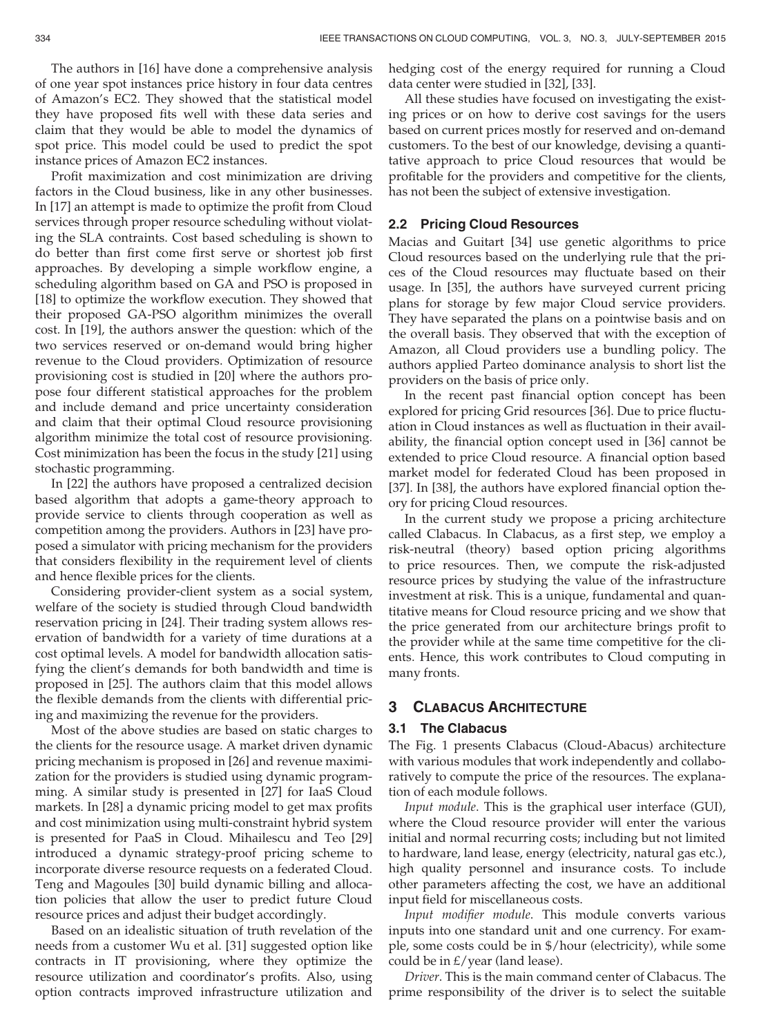The authors in [16] have done a comprehensive analysis of one year spot instances price history in four data centres of Amazon's EC2. They showed that the statistical model they have proposed fits well with these data series and claim that they would be able to model the dynamics of spot price. This model could be used to predict the spot instance prices of Amazon EC2 instances.

Profit maximization and cost minimization are driving factors in the Cloud business, like in any other businesses. In [17] an attempt is made to optimize the profit from Cloud services through proper resource scheduling without violating the SLA contraints. Cost based scheduling is shown to do better than first come first serve or shortest job first approaches. By developing a simple workflow engine, a scheduling algorithm based on GA and PSO is proposed in [18] to optimize the workflow execution. They showed that their proposed GA-PSO algorithm minimizes the overall cost. In [19], the authors answer the question: which of the two services reserved or on-demand would bring higher revenue to the Cloud providers. Optimization of resource provisioning cost is studied in [20] where the authors propose four different statistical approaches for the problem and include demand and price uncertainty consideration and claim that their optimal Cloud resource provisioning algorithm minimize the total cost of resource provisioning. Cost minimization has been the focus in the study [21] using stochastic programming.

In [22] the authors have proposed a centralized decision based algorithm that adopts a game-theory approach to provide service to clients through cooperation as well as competition among the providers. Authors in [23] have proposed a simulator with pricing mechanism for the providers that considers flexibility in the requirement level of clients and hence flexible prices for the clients.

Considering provider-client system as a social system, welfare of the society is studied through Cloud bandwidth reservation pricing in [24]. Their trading system allows reservation of bandwidth for a variety of time durations at a cost optimal levels. A model for bandwidth allocation satisfying the client's demands for both bandwidth and time is proposed in [25]. The authors claim that this model allows the flexible demands from the clients with differential pricing and maximizing the revenue for the providers.

Most of the above studies are based on static charges to the clients for the resource usage. A market driven dynamic pricing mechanism is proposed in [26] and revenue maximization for the providers is studied using dynamic programming. A similar study is presented in [27] for IaaS Cloud markets. In [28] a dynamic pricing model to get max profits and cost minimization using multi-constraint hybrid system is presented for PaaS in Cloud. Mihailescu and Teo [29] introduced a dynamic strategy-proof pricing scheme to incorporate diverse resource requests on a federated Cloud. Teng and Magoules [30] build dynamic billing and allocation policies that allow the user to predict future Cloud resource prices and adjust their budget accordingly.

Based on an idealistic situation of truth revelation of the needs from a customer Wu et al. [31] suggested option like contracts in IT provisioning, where they optimize the resource utilization and coordinator's profits. Also, using option contracts improved infrastructure utilization and hedging cost of the energy required for running a Cloud data center were studied in [32], [33].

All these studies have focused on investigating the existing prices or on how to derive cost savings for the users based on current prices mostly for reserved and on-demand customers. To the best of our knowledge, devising a quantitative approach to price Cloud resources that would be profitable for the providers and competitive for the clients, has not been the subject of extensive investigation.

### 2.2 Pricing Cloud Resources

Macias and Guitart [34] use genetic algorithms to price Cloud resources based on the underlying rule that the prices of the Cloud resources may fluctuate based on their usage. In [35], the authors have surveyed current pricing plans for storage by few major Cloud service providers. They have separated the plans on a pointwise basis and on the overall basis. They observed that with the exception of Amazon, all Cloud providers use a bundling policy. The authors applied Parteo dominance analysis to short list the providers on the basis of price only.

In the recent past financial option concept has been explored for pricing Grid resources [36]. Due to price fluctuation in Cloud instances as well as fluctuation in their availability, the financial option concept used in [36] cannot be extended to price Cloud resource. A financial option based market model for federated Cloud has been proposed in [37]. In [38], the authors have explored financial option theory for pricing Cloud resources.

In the current study we propose a pricing architecture called Clabacus. In Clabacus, as a first step, we employ a risk-neutral (theory) based option pricing algorithms to price resources. Then, we compute the risk-adjusted resource prices by studying the value of the infrastructure investment at risk. This is a unique, fundamental and quantitative means for Cloud resource pricing and we show that the price generated from our architecture brings profit to the provider while at the same time competitive for the clients. Hence, this work contributes to Cloud computing in many fronts.

## 3 Clabacus Architecture

### 3.1 The Clabacus

The Fig. 1 presents Clabacus (Cloud-Abacus) architecture with various modules that work independently and collaboratively to compute the price of the resources. The explanation of each module follows.

*Input module*. This is the graphical user interface (GUI), where the Cloud resource provider will enter the various initial and normal recurring costs; including but not limited to hardware, land lease, energy (electricity, natural gas etc.), high quality personnel and insurance costs. To include other parameters affecting the cost, we have an additional input field for miscellaneous costs.

*Input modifier module*. This module converts various inputs into one standard unit and one currency. For example, some costs could be in \$/hour (electricity), while some could be in £/year (land lease).

*Driver*. This is the main command center of Clabacus. The prime responsibility of the driver is to select the suitable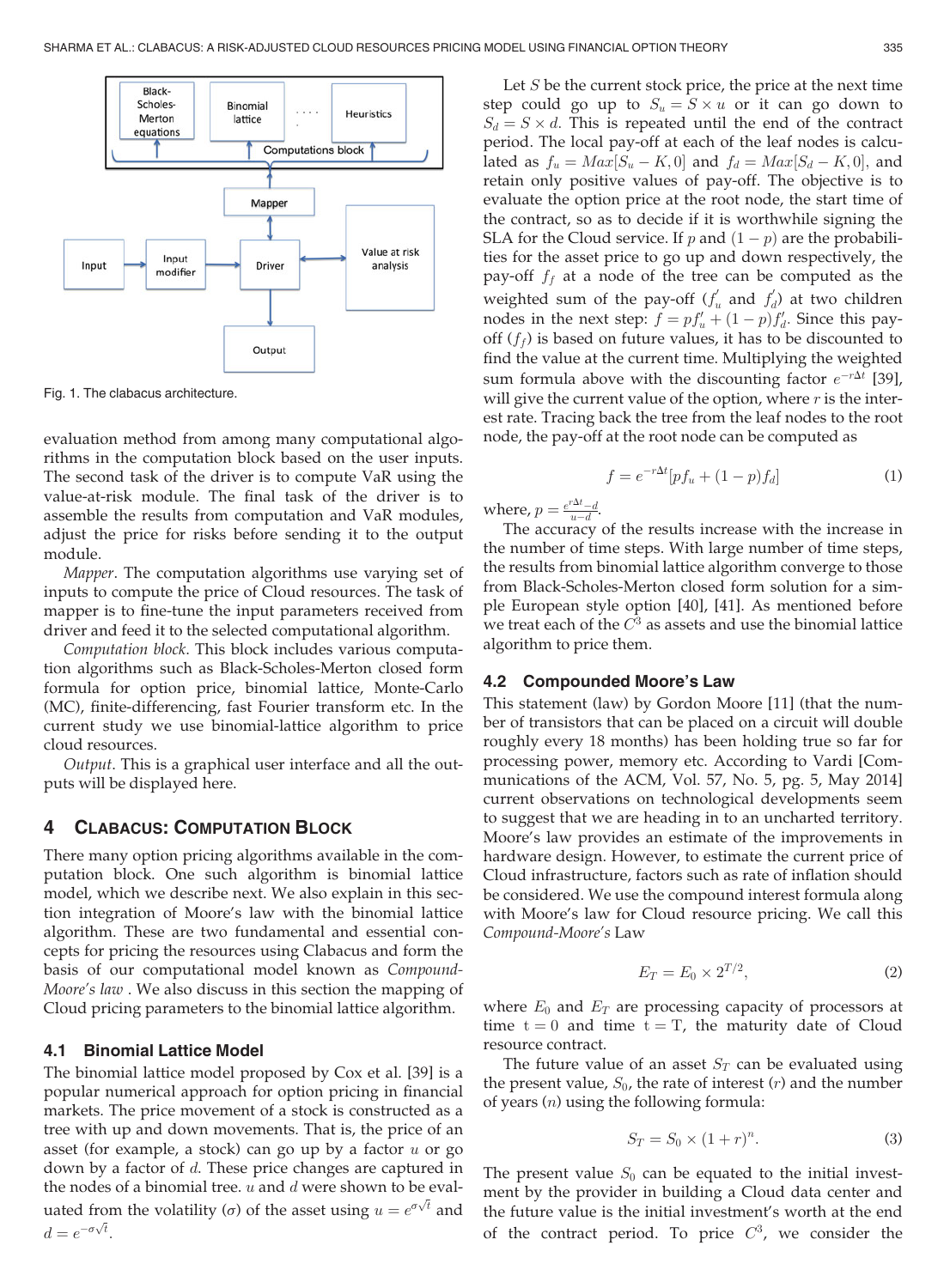Fig. 1. The clabacus architecture.

evaluation method from among many computational algorithms in the computation block based on the user inputs. The second task of the driver is to compute VaR using the value-at-risk module. The final task of the driver is to assemble the results from computation and VaR modules, adjust the price for risks before sending it to the output module.

*Mapper*. The computation algorithms use varying set of inputs to compute the price of Cloud resources. The task of mapper is to fine-tune the input parameters received from driver and feed it to the selected computational algorithm.

*Computation block*. This block includes various computation algorithms such as Black-Scholes-Merton closed form formula for option price, binomial lattice, Monte-Carlo (MC), finite-differencing, fast Fourier transform etc. In the current study we use binomial-lattice algorithm to price cloud resources.

*Output*. This is a graphical user interface and all the outputs will be displayed here.

## 4 Clabacus: Computation Block

There many option pricing algorithms available in the computation block. One such algorithm is binomial lattice model, which we describe next. We also explain in this section integration of Moore's law with the binomial lattice algorithm. These are two fundamental and essential concepts for pricing the resources using Clabacus and form the basis of our computational model known as *Compound-Moore's law* . We also discuss in this section the mapping of Cloud pricing parameters to the binomial lattice algorithm.

### 4.1 Binomial Lattice Model

The binomial lattice model proposed by Cox et al. [39] is a popular numerical approach for option pricing in financial markets. The price movement of a stock is constructed as a tree with up and down movements. That is, the price of an asset (for example, a stock) can go up by a factor $u$ or go down by a factor of $d$. These price changes are captured in the nodes of a binomial tree. $u$ and $d$ were shown to be evaluated from the volatility ($\sigma$) of the asset using $u = e^{\sigma\sqrt{t}}$ and $d = e^{-\sigma\sqrt{t}}$.

Let $S$ be the current stock price, the price at the next time step could go up to $S_u = S \times u$ or it can go down to $S_d = S \times d$. This is repeated until the end of the contract period. The local pay-off at each of the leaf nodes is calculated as $f_u = Max[S_u - K, 0]$ and $f_d = Max[S_d - K, 0]$, and retain only positive values of pay-off. The objective is to evaluate the option price at the root node, the start time of the contract, so as to decide if it is worthwhile signing the SLA for the Cloud service. If $p$ and $(1-p)$ are the probabilities for the asset price to go up and down respectively, the pay-off $f_f$ at a node of the tree can be computed as the weighted sum of the pay-off ($f_u^{'}$ and $f_d^{'}$) at two children nodes in the next step: $f = pf_u^{'} + (1-p)f_d^{'}$. Since this pay-off ($f_f$) is based on future values, it has to be discounted to find the value at the current time. Multiplying the weighted sum formula above with the discounting factor $e^{-r\Delta t}$ [39], will give the current value of the option, where $r$ is the interest rate. Tracing back the tree from the leaf nodes to the root node, the pay-off at the root node can be computed as

$$f = e^{-r\Delta t}[pf_u + (1-p)f_d] \tag{1}$$

where, $p = \frac{e^{r\Delta t} - d}{u - d}$.

The accuracy of the results increase with the increase in the number of time steps. With large number of time steps, the results from binomial lattice algorithm converge to those from Black-Scholes-Merton closed form solution for a simple European style option [40], [41]. As mentioned before we treat each of the $C^3$ as assets and use the binomial lattice algorithm to price them.

### 4.2 Compounded Moore's Law

This statement (law) by Gordon Moore [11] (that the number of transistors that can be placed on a circuit will double roughly every 18 months) has been holding true so far for processing power, memory etc. According to Vardi [Communications of the ACM, Vol. 57, No. 5, pg. 5, May 2014] current observations on technological developments seem to suggest that we are heading in to an uncharted territory. Moore's law provides an estimate of the improvements in hardware design. However, to estimate the current price of Cloud infrastructure, factors such as rate of inflation should be considered. We use the compound interest formula along with Moore's law for Cloud resource pricing. We call this *Compound-Moore's* Law

$$E_T = E_0 \times 2^{T/2}, \tag{2}$$

where $E_0$ and $E_T$ are processing capacity of processors at time $t = 0$ and time $t = T$, the maturity date of Cloud resource contract.

The future value of an asset $S_T$ can be evaluated using the present value, $S_0$, the rate of interest ($r$) and the number of years ($n$) using the following formula:

$$S_T = S_0 \times (1 + r)^n. \tag{3}$$

The present value $S_0$ can be equated to the initial investment by the provider in building a Cloud data center and the future value is the initial investment's worth at the end of the contract period. To price $C^3$, we consider the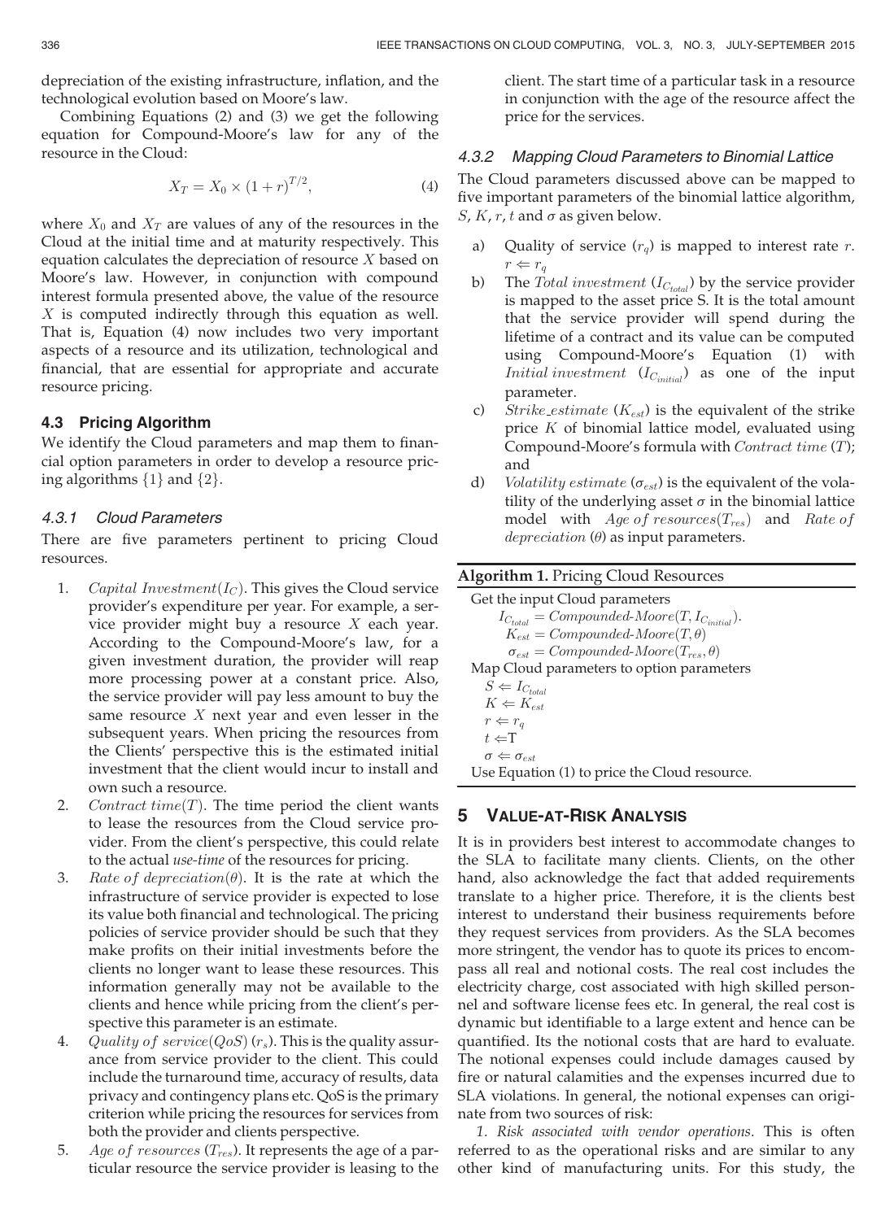depreciation of the existing infrastructure, inflation, and the technological evolution based on Moore's law.

Combining Equations (2) and (3) we get the following equation for Compound-Moore's law for any of the resource in the Cloud:

$$X_T = X_0 \times (1 + r)^{T/2}, \tag{4}$$

where $X_0$ and $X_T$ are values of any of the resources in the Cloud at the initial time and at maturity respectively. This equation calculates the depreciation of resource $X$ based on Moore's law. However, in conjunction with compound interest formula presented above, the value of the resource $X$ is computed indirectly through this equation as well. That is, Equation (4) now includes two very important aspects of a resource and its utilization, technological and financial, that are essential for appropriate and accurate resource pricing.

### 4.3 Pricing Algorithm

We identify the Cloud parameters and map them to financial option parameters in order to develop a resource pricing algorithms {1} and {2}.

#### 4.3.1 Cloud Parameters

There are five parameters pertinent to pricing Cloud resources.

1. $Capital\ Investment (I_C)$. This gives the Cloud service provider's expenditure per year. For example, a service provider might buy a resource $X$ each year. According to the Compound-Moore's law, for a given investment duration, the provider will reap more processing power at a constant price. Also, the service provider will pay less amount to buy the same resource $X$ next year and even lesser in the subsequent years. When pricing the resources from the Clients' perspective this is the estimated initial investment that the client would incur to install and own such a resource.
2. $Contract\ time (T)$. The time period the client wants to lease the resources from the Cloud service provider. From the client's perspective, this could relate to the actual *use-time* of the resources for pricing.
3. $Rate\ of\ depreciation (\theta)$. It is the rate at which the infrastructure of service provider is expected to lose its value both financial and technological. The pricing policies of service provider should be such that they make profits on their initial investments before the clients no longer want to lease these resources. This information generally may not be available to the clients and hence while pricing from the client's perspective this parameter is an estimate.
4. $Quality\ of\ service (QoS)\ (r_s)$. This is the quality assurance from service provider to the client. This could include the turnaround time, accuracy of results, data privacy and contingency plans etc. QoS is the primary criterion while pricing the resources for services from both the provider and clients perspective.
5. $Age\ of\ resources\ (T_{res})$. It represents the age of a particular resource the service provider is leasing to the client. The start time of a particular task in a resource in conjunction with the age of the resource affect the price for the services.

#### 4.3.2 Mapping Cloud Parameters to Binomial Lattice

The Cloud parameters discussed above can be mapped to five important parameters of the binomial lattice algorithm, $S$, $K$, $r$, $t$ and $\sigma$ as given below.

a) Quality of service ($r_q$) is mapped to interest rate $r$. $r \Leftarrow r_q$

b) The $Total\ investment\ (I_{C_{total}})$ by the service provider is mapped to the asset price S. It is the total amount that the service provider will spend during the lifetime of a contract and its value can be computed using Compound-Moore's Equation (1) with $Initial\ investment\ (I_{C_{initial}})$ as one of the input parameter.

c) $Strike\_estimate\ (K_{est})$ is the equivalent of the strike price $K$ of binomial lattice model, evaluated using Compound-Moore's formula with $Contract\ time\ (T)$; and

d) $Volatility\ estimate\ (\sigma_{est})$ is the equivalent of the volatility of the underlying asset $\sigma$ in the binomial lattice model with $Age\ of\ resources (T_{res})$ and $Rate\ of\ depreciation\ (\theta)$ as input parameters.

**Algorithm 1.** Pricing Cloud Resources

Get the input Cloud parameters
  $I_{C_{total}} = Compounded\text{-}Moore(T, I_{C_{initial}})$.
  $K_{est} = Compounded\text{-}Moore(T, \theta)$
  $\sigma_{est} = Compounded\text{-}Moore(T_{res}, \theta)$
Map Cloud parameters to option parameters
  $S \Leftarrow I_{C_{total}}$
  $K \Leftarrow K_{est}$
  $r \Leftarrow r_q$
  $t \Leftarrow$T
  $\sigma \Leftarrow \sigma_{est}$
Use Equation (1) to price the Cloud resource.

## 5 Value-at-Risk Analysis

It is in providers best interest to accommodate changes to the SLA to facilitate many clients. Clients, on the other hand, also acknowledge the fact that added requirements translate to a higher price. Therefore, it is the clients best interest to understand their business requirements before they request services from providers. As the SLA becomes more stringent, the vendor has to quote its prices to encompass all real and notional costs. The real cost includes the electricity charge, cost associated with high skilled personnel and software license fees etc. In general, the real cost is dynamic but identifiable to a large extent and hence can be quantified. Its the notional costs that are hard to evaluate. The notional expenses could include damages caused by fire or natural calamities and the expenses incurred due to SLA violations. In general, the notional expenses can originate from two sources of risk:

*1. Risk associated with vendor operations.* This is often referred to as the operational risks and are similar to any other kind of manufacturing units. For this study, the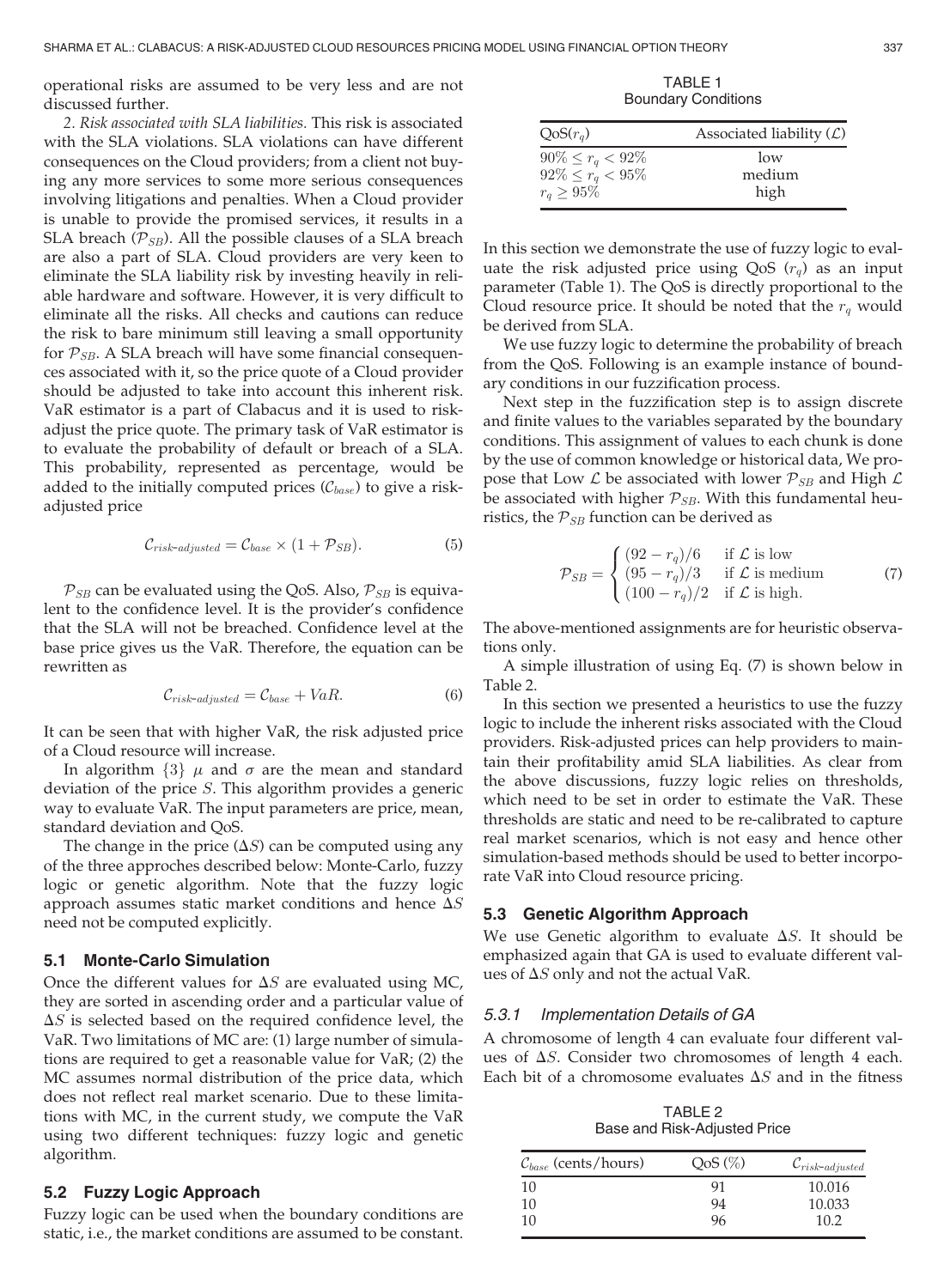operational risks are assumed to be very less and are not discussed further.

*2. Risk associated with SLA liabilities.* This risk is associated with the SLA violations. SLA violations can have different consequences on the Cloud providers; from a client not buying any more services to some more serious consequences involving litigations and penalties. When a Cloud provider is unable to provide the promised services, it results in a SLA breach ($\mathcal{P}_{SB}$). All the possible clauses of a SLA breach are also a part of SLA. Cloud providers are very keen to eliminate the SLA liability risk by investing heavily in reliable hardware and software. However, it is very difficult to eliminate all the risks. All checks and cautions can reduce the risk to bare minimum still leaving a small opportunity for $\mathcal{P}_{SB}$. A SLA breach will have some financial consequences associated with it, so the price quote of a Cloud provider should be adjusted to take into account this inherent risk. VaR estimator is a part of Clabacus and it is used to risk-adjust the price quote. The primary task of VaR estimator is to evaluate the probability of default or breach of a SLA. This probability, represented as percentage, would be added to the initially computed prices ($\mathcal{C}_{base}$) to give a risk-adjusted price

$$\mathcal{C}_{risk\text{-}adjusted} = \mathcal{C}_{base} \times (1 + \mathcal{P}_{SB}). \tag{5}$$

$\mathcal{P}_{SB}$ can be evaluated using the QoS. Also, $\mathcal{P}_{SB}$ is equivalent to the confidence level. It is the provider's confidence that the SLA will not be breached. Confidence level at the base price gives us the VaR. Therefore, the equation can be rewritten as

$$\mathcal{C}_{risk\text{-}adjusted} = \mathcal{C}_{base} + VaR. \tag{6}$$

It can be seen that with higher VaR, the risk adjusted price of a Cloud resource will increase.

In algorithm {3} $\mu$ and $\sigma$ are the mean and standard deviation of the price $S$. This algorithm provides a generic way to evaluate VaR. The input parameters are price, mean, standard deviation and QoS.

The change in the price ($\Delta S$) can be computed using any of the three approches described below: Monte-Carlo, fuzzy logic or genetic algorithm. Note that the fuzzy logic approach assumes static market conditions and hence $\Delta S$ need not be computed explicitly.

### 5.1 Monte-Carlo Simulation

Once the different values for $\Delta S$ are evaluated using MC, they are sorted in ascending order and a particular value of $\Delta S$ is selected based on the required confidence level, the VaR. Two limitations of MC are: (1) large number of simulations are required to get a reasonable value for VaR; (2) the MC assumes normal distribution of the price data, which does not reflect real market scenario. Due to these limitations with MC, in the current study, we compute the VaR using two different techniques: fuzzy logic and genetic algorithm.

### 5.2 Fuzzy Logic Approach

Fuzzy logic can be used when the boundary conditions are static, i.e., the market conditions are assumed to be constant.

TABLE 1
Boundary Conditions

| QoS($r_q$) | Associated liability ($\mathcal{L}$) |
|---|---|
| $90\% \leq r_q < 92\%$ | low |
| $92\% \leq r_q < 95\%$ | medium |
| $r_q \geq 95\%$ | high |

In this section we demonstrate the use of fuzzy logic to evaluate the risk adjusted price using QoS ($r_q$) as an input parameter (Table 1). The QoS is directly proportional to the Cloud resource price. It should be noted that the $r_q$ would be derived from SLA.

We use fuzzy logic to determine the probability of breach from the QoS. Following is an example instance of boundary conditions in our fuzzification process.

Next step in the fuzzification step is to assign discrete and finite values to the variables separated by the boundary conditions. This assignment of values to each chunk is done by the use of common knowledge or historical data, We propose that Low $\mathcal{L}$ be associated with lower $\mathcal{P}_{SB}$ and High $\mathcal{L}$ be associated with higher $\mathcal{P}_{SB}$. With this fundamental heuristics, the $\mathcal{P}_{SB}$ function can be derived as

$$\mathcal{P}_{SB} = \begin{cases} (92 - r_q)/6 & \text{if } \mathcal{L} \text{ is low} \\ (95 - r_q)/3 & \text{if } \mathcal{L} \text{ is medium} \\ (100 - r_q)/2 & \text{if } \mathcal{L} \text{ is high.} \end{cases} \tag{7}$$

The above-mentioned assignments are for heuristic observations only.

A simple illustration of using Eq. (7) is shown below in Table 2.

In this section we presented a heuristics to use the fuzzy logic to include the inherent risks associated with the Cloud providers. Risk-adjusted prices can help providers to maintain their profitability amid SLA liabilities. As clear from the above discussions, fuzzy logic relies on thresholds, which need to be set in order to estimate the VaR. These thresholds are static and need to be re-calibrated to capture real market scenarios, which is not easy and hence other simulation-based methods should be used to better incorporate VaR into Cloud resource pricing.

### 5.3 Genetic Algorithm Approach

We use Genetic algorithm to evaluate $\Delta S$. It should be emphasized again that GA is used to evaluate different values of $\Delta S$ only and not the actual VaR.

#### 5.3.1 Implementation Details of GA

A chromosome of length 4 can evaluate four different values of $\Delta S$. Consider two chromosomes of length 4 each. Each bit of a chromosome evaluates $\Delta S$ and in the fitness

TABLE 2
Base and Risk-Adjusted Price

| $\mathcal{C}_{base}$ (cents/hours) | QoS (%) | $\mathcal{C}_{risk\text{-}adjusted}$ |
|---|---|---|
| 10 | 91 | 10.016 |
| 10 | 94 | 10.033 |
| 10 | 96 | 10.2 |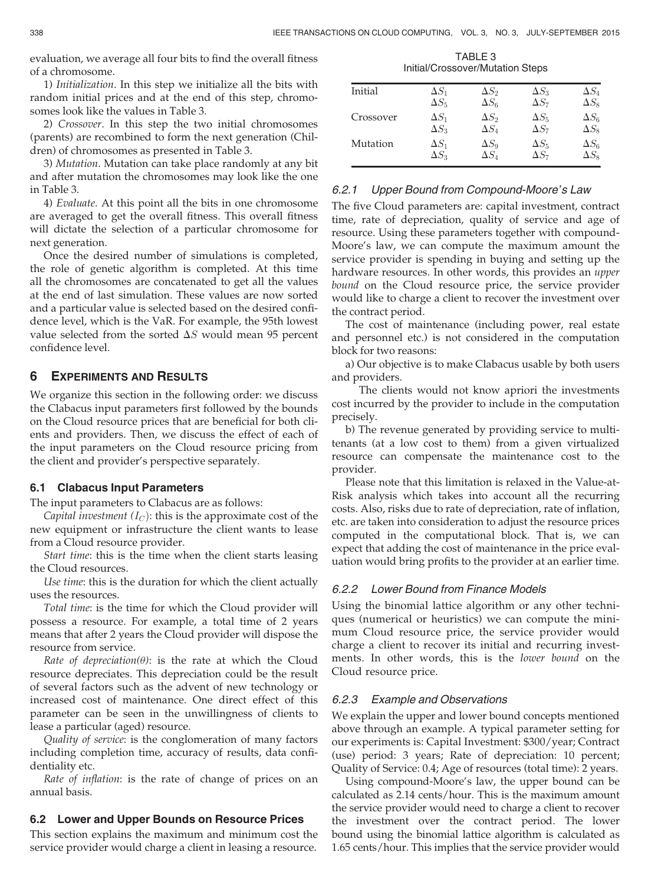evaluation, we average all four bits to find the overall fitness of a chromosome.

1) *Initialization*. In this step we initialize all the bits with random initial prices and at the end of this step, chromosomes look like the values in Table 3.

2) *Crossover*. In this step the two initial chromosomes (parents) are recombined to form the next generation (Children) of chromosomes as presented in Table 3.

3) *Mutation*. Mutation can take place randomly at any bit and after mutation the chromosomes may look like the one in Table 3.

4) *Evaluate*. At this point all the bits in one chromosome are averaged to get the overall fitness. This overall fitness will dictate the selection of a particular chromosome for next generation.

Once the desired number of simulations is completed, the role of genetic algorithm is completed. At this time all the chromosomes are concatenated to get all the values at the end of last simulation. These values are now sorted and a particular value is selected based on the desired confidence level, which is the VaR. For example, the 95th lowest value selected from the sorted $\Delta S$ would mean 95 percent confidence level.

TABLE 3
Initial/Crossover/Mutation Steps

| | | | | |
|---|---|---|---|---|
| Initial | $\Delta S_1$ | $\Delta S_2$ | $\Delta S_3$ | $\Delta S_4$ |
| | $\Delta S_5$ | $\Delta S_6$ | $\Delta S_7$ | $\Delta S_8$ |
| Crossover | $\Delta S_1$ | $\Delta S_2$ | $\Delta S_5$ | $\Delta S_6$ |
| | $\Delta S_3$ | $\Delta S_4$ | $\Delta S_7$ | $\Delta S_8$ |
| Mutation | $\Delta S_1$ | $\Delta S_9$ | $\Delta S_5$ | $\Delta S_6$ |
| | $\Delta S_3$ | $\Delta S_4$ | $\Delta S_7$ | $\Delta S_8$ |

## 6 Experiments and Results

We organize this section in the following order: we discuss the Clabacus input parameters first followed by the bounds on the Cloud resource prices that are beneficial for both clients and providers. Then, we discuss the effect of each of the input parameters on the Cloud resource pricing from the client and provider's perspective separately.

### 6.1 Clabacus Input Parameters

The input parameters to Clabacus are as follows:

*Capital investment ($I_C$)*: this is the approximate cost of the new equipment or infrastructure the client wants to lease from a Cloud resource provider.

*Start time*: this is the time when the client starts leasing the Cloud resources.

*Use time*: this is the duration for which the client actually uses the resources.

*Total time*: is the time for which the Cloud provider will possess a resource. For example, a total time of 2 years means that after 2 years the Cloud provider will dispose the resource from service.

*Rate of depreciation($\theta$)*: is the rate at which the Cloud resource depreciates. This depreciation could be the result of several factors such as the advent of new technology or increased cost of maintenance. One direct effect of this parameter can be seen in the unwillingness of clients to lease a particular (aged) resource.

*Quality of service*: is the conglomeration of many factors including completion time, accuracy of results, data confidentiality etc.

*Rate of inflation*: is the rate of change of prices on an annual basis.

### 6.2 Lower and Upper Bounds on Resource Prices

This section explains the maximum and minimum cost the service provider would charge a client in leasing a resource.

#### 6.2.1 Upper Bound from Compound-Moore's Law

The five Cloud parameters are: capital investment, contract time, rate of depreciation, quality of service and age of resource. Using these parameters together with compound-Moore's law, we can compute the maximum amount the service provider is spending in buying and setting up the hardware resources. In other words, this provides an *upper bound* on the Cloud resource price, the service provider would like to charge a client to recover the investment over the contract period.

The cost of maintenance (including power, real estate and personnel etc.) is not considered in the computation block for two reasons:

a) Our objective is to make Clabacus usable by both users and providers.

The clients would not know apriori the investments cost incurred by the provider to include in the computation precisely.

b) The revenue generated by providing service to multi-tenants (at a low cost to them) from a given virtualized resource can compensate the maintenance cost to the provider.

Please note that this limitation is relaxed in the Value-at-Risk analysis which takes into account all the recurring costs. Also, risks due to rate of depreciation, rate of inflation, etc. are taken into consideration to adjust the resource prices computed in the computational block. That is, we can expect that adding the cost of maintenance in the price evaluation would bring profits to the provider at an earlier time.

#### 6.2.2 Lower Bound from Finance Models

Using the binomial lattice algorithm or any other techniques (numerical or heuristics) we can compute the minimum Cloud resource price, the service provider would charge a client to recover its initial and recurring investments. In other words, this is the *lower bound* on the Cloud resource price.

#### 6.2.3 Example and Observations

We explain the upper and lower bound concepts mentioned above through an example. A typical parameter setting for our experiments is: Capital Investment: \$300/year; Contract (use) period: 3 years; Rate of depreciation: 10 percent; Quality of Service: 0.4; Age of resources (total time): 2 years.

Using compound-Moore's law, the upper bound can be calculated as 2.14 cents/hour. This is the maximum amount the service provider would need to charge a client to recover the investment over the contract period. The lower bound using the binomial lattice algorithm is calculated as 1.65 cents/hour. This implies that the service provider would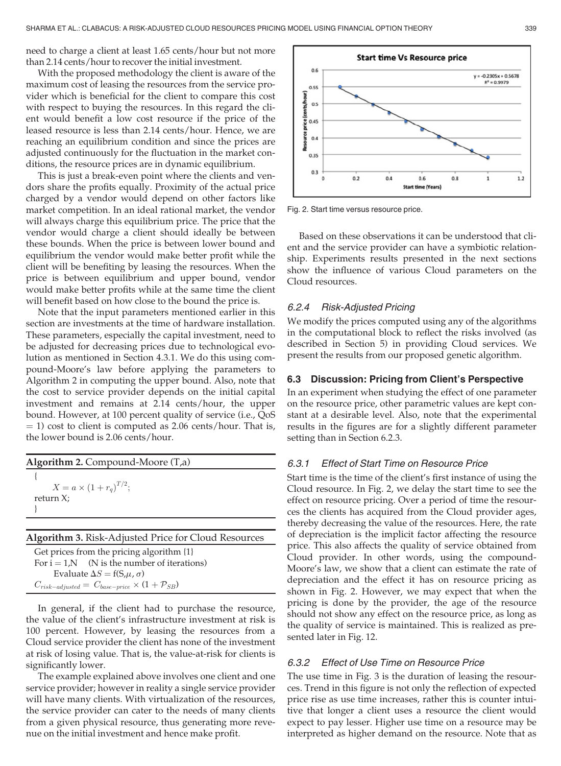need to charge a client at least 1.65 cents/hour but not more than 2.14 cents/hour to recover the initial investment.

With the proposed methodology the client is aware of the maximum cost of leasing the resources from the service provider which is beneficial for the client to compare this cost with respect to buying the resources. In this regard the client would benefit a low cost resource if the price of the leased resource is less than 2.14 cents/hour. Hence, we are reaching an equilibrium condition and since the prices are adjusted continuously for the fluctuation in the market conditions, the resource prices are in dynamic equilibrium.

This is just a break-even point where the clients and vendors share the profits equally. Proximity of the actual price charged by a vendor would depend on other factors like market competition. In an ideal rational market, the vendor will always charge this equilibrium price. The price that the vendor would charge a client should ideally be between these bounds. When the price is between lower bound and equilibrium the vendor would make better profit while the client will be benefiting by leasing the resources. When the price is between equilibrium and upper bound, vendor would make better profits while at the same time the client will benefit based on how close to the bound the price is.

Note that the input parameters mentioned earlier in this section are investments at the time of hardware installation. These parameters, especially the capital investment, need to be adjusted for decreasing prices due to technological evolution as mentioned in Section 4.3.1. We do this using compound-Moore's law before applying the parameters to Algorithm 2 in computing the upper bound. Also, note that the cost to service provider depends on the initial capital investment and remains at 2.14 cents/hour, the upper bound. However, at 100 percent quality of service (i.e., QoS = 1) cost to client is computed as 2.06 cents/hour. That is, the lower bound is 2.06 cents/hour.

**Algorithm 2.** Compound-Moore (T,a)

{
  $X = a \times (1 + r_q)^{T/2}$;
return X;
}

**Algorithm 3.** Risk-Adjusted Price for Cloud Resources

Get prices from the pricing algorithm {1}
For i = 1,N   (N is the number of iterations)
  Evaluate $\Delta S = f(S, \mu, \sigma)$
$C_{risk-adjusted} = C_{base-price} \times (1 + \mathcal{P}_{SB})$

In general, if the client had to purchase the resource, the value of the client's infrastructure investment at risk is 100 percent. However, by leasing the resources from a Cloud service provider the client has none of the investment at risk of losing value. That is, the value-at-risk for clients is significantly lower.

The example explained above involves one client and one service provider; however in reality a single service provider will have many clients. With virtualization of the resources, the service provider can cater to the needs of many clients from a given physical resource, thus generating more revenue on the initial investment and hence make profit.

Fig. 2. Start time versus resource price.

Based on these observations it can be understood that client and the service provider can have a symbiotic relationship. Experiments results presented in the next sections show the influence of various Cloud parameters on the Cloud resources.

#### 6.2.4 Risk-Adjusted Pricing

We modify the prices computed using any of the algorithms in the computational block to reflect the risks involved (as described in Section 5) in providing Cloud services. We present the results from our proposed genetic algorithm.

### 6.3 Discussion: Pricing from Client's Perspective

In an experiment when studying the effect of one parameter on the resource price, other parametric values are kept constant at a desirable level. Also, note that the experimental results in the figures are for a slightly different parameter setting than in Section 6.2.3.

#### 6.3.1 Effect of Start Time on Resource Price

Start time is the time of the client's first instance of using the Cloud resource. In Fig. 2, we delay the start time to see the effect on resource pricing. Over a period of time the resources the clients has acquired from the Cloud provider ages, thereby decreasing the value of the resources. Here, the rate of depreciation is the implicit factor affecting the resource price. This also affects the quality of service obtained from Cloud provider. In other words, using the compound-Moore's law, we show that a client can estimate the rate of depreciation and the effect it has on resource pricing as shown in Fig. 2. However, we may expect that when the pricing is done by the provider, the age of the resource should not show any effect on the resource price, as long as the quality of service is maintained. This is realized as presented later in Fig. 12.

#### 6.3.2 Effect of Use Time on Resource Price

The use time in Fig. 3 is the duration of leasing the resources. Trend in this figure is not only the reflection of expected price rise as use time increases, rather this is counter intuitive that longer a client uses a resource the client would expect to pay lesser. Higher use time on a resource may be interpreted as higher demand on the resource. Note that as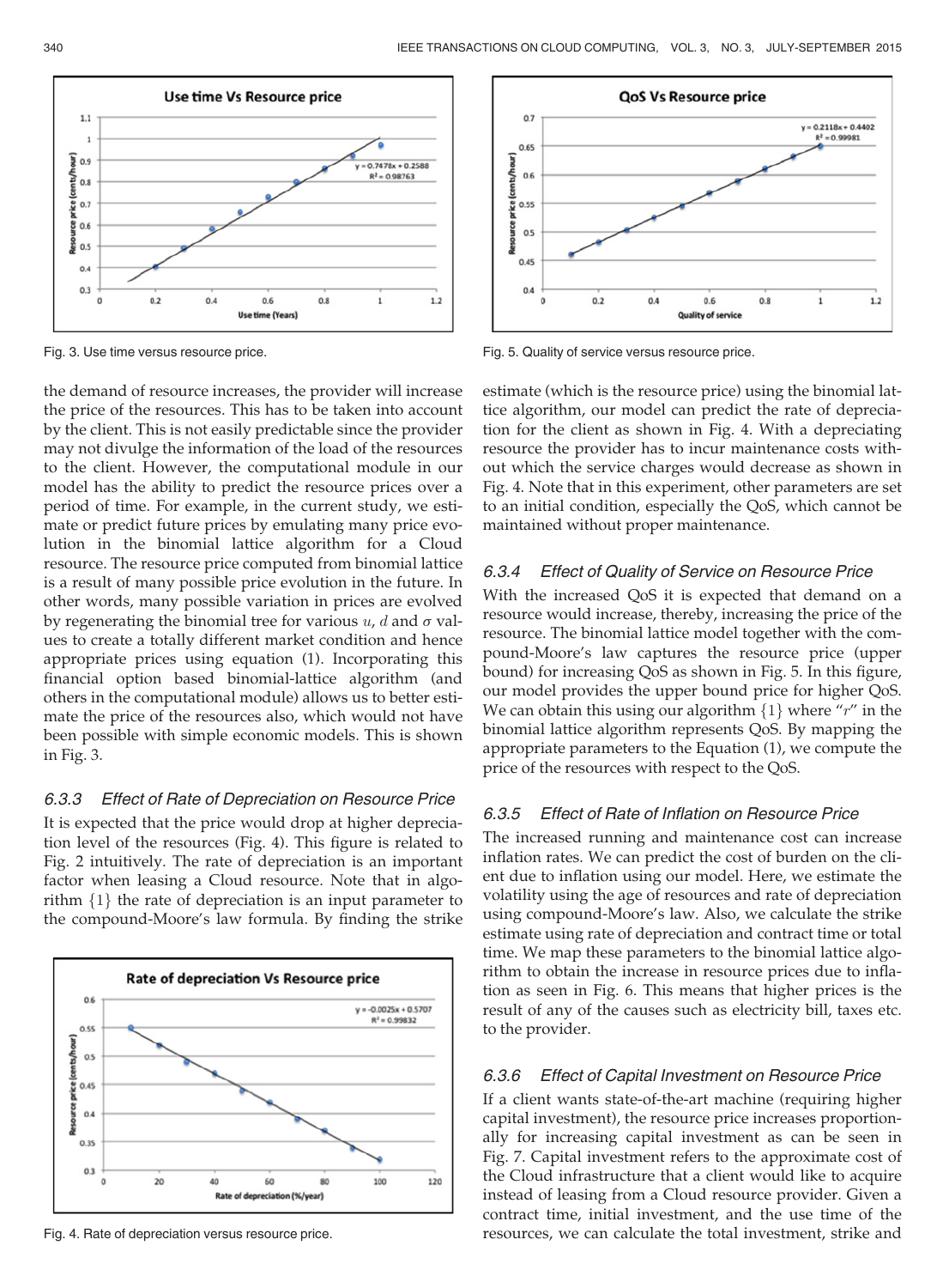Fig. 3. Use time versus resource price.

Fig. 5. Quality of service versus resource price.

the demand of resource increases, the provider will increase the price of the resources. This has to be taken into account by the client. This is not easily predictable since the provider may not divulge the information of the load of the resources to the client. However, the computational module in our model has the ability to predict the resource prices over a period of time. For example, in the current study, we estimate or predict future prices by emulating many price evolution in the binomial lattice algorithm for a Cloud resource. The resource price computed from binomial lattice is a result of many possible price evolution in the future. In other words, many possible variation in prices are evolved by regenerating the binomial tree for various $u$, $d$ and $\sigma$ values to create a totally different market condition and hence appropriate prices using equation (1). Incorporating this financial option based binomial-lattice algorithm (and others in the computational module) allows us to better estimate the price of the resources also, which would not have been possible with simple economic models. This is shown in Fig. 3.

#### 6.3.3 Effect of Rate of Depreciation on Resource Price

It is expected that the price would drop at higher depreciation level of the resources (Fig. 4). This figure is related to Fig. 2 intuitively. The rate of depreciation is an important factor when leasing a Cloud resource. Note that in algorithm $\{1\}$ the rate of depreciation is an input parameter to the compound-Moore's law formula. By finding the strike estimate (which is the resource price) using the binomial lattice algorithm, our model can predict the rate of depreciation for the client as shown in Fig. 4. With a depreciating resource the provider has to incur maintenance costs without which the service charges would decrease as shown in Fig. 4. Note that in this experiment, other parameters are set to an initial condition, especially the QoS, which cannot be maintained without proper maintenance.

Fig. 4. Rate of depreciation versus resource price.

#### 6.3.4 Effect of Quality of Service on Resource Price

With the increased QoS it is expected that demand on a resource would increase, thereby, increasing the price of the resource. The binomial lattice model together with the compound-Moore's law captures the resource price (upper bound) for increasing QoS as shown in Fig. 5. In this figure, our model provides the upper bound price for higher QoS. We can obtain this using our algorithm $\{1\}$ where "$r$" in the binomial lattice algorithm represents QoS. By mapping the appropriate parameters to the Equation (1), we compute the price of the resources with respect to the QoS.

#### 6.3.5 Effect of Rate of Inflation on Resource Price

The increased running and maintenance cost can increase inflation rates. We can predict the cost of burden on the client due to inflation using our model. Here, we estimate the volatility using the age of resources and rate of depreciation using compound-Moore's law. Also, we calculate the strike estimate using rate of depreciation and contract time or total time. We map these parameters to the binomial lattice algorithm to obtain the increase in resource prices due to inflation as seen in Fig. 6. This means that higher prices is the result of any of the causes such as electricity bill, taxes etc. to the provider.

#### 6.3.6 Effect of Capital Investment on Resource Price

If a client wants state-of-the-art machine (requiring higher capital investment), the resource price increases proportionally for increasing capital investment as can be seen in Fig. 7. Capital investment refers to the approximate cost of the Cloud infrastructure that a client would like to acquire instead of leasing from a Cloud resource provider. Given a contract time, initial investment, and the use time of the resources, we can calculate the total investment, strike and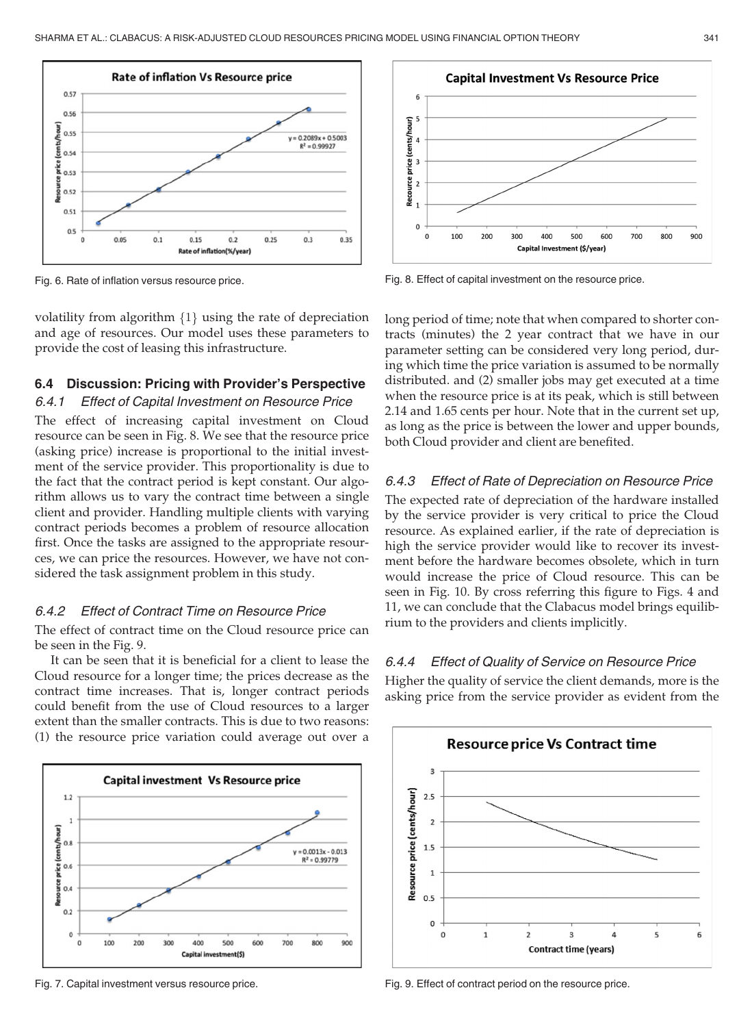Fig. 6. Rate of inflation versus resource price.

Fig. 8. Effect of capital investment on the resource price.

volatility from algorithm {1} using the rate of depreciation and age of resources. Our model uses these parameters to provide the cost of leasing this infrastructure.

### 6.4 Discussion: Pricing with Provider's Perspective

#### 6.4.1 Effect of Capital Investment on Resource Price

The effect of increasing capital investment on Cloud resource can be seen in Fig. 8. We see that the resource price (asking price) increase is proportional to the initial investment of the service provider. This proportionality is due to the fact that the contract period is kept constant. Our algorithm allows us to vary the contract time between a single client and provider. Handling multiple clients with varying contract periods becomes a problem of resource allocation first. Once the tasks are assigned to the appropriate resources, we can price the resources. However, we have not considered the task assignment problem in this study.

#### 6.4.2 Effect of Contract Time on Resource Price

The effect of contract time on the Cloud resource price can be seen in the Fig. 9.

It can be seen that it is beneficial for a client to lease the Cloud resource for a longer time; the prices decrease as the contract time increases. That is, longer contract periods could benefit from the use of Cloud resources to a larger extent than the smaller contracts. This is due to two reasons: (1) the resource price variation could average out over a long period of time; note that when compared to shorter contracts (minutes) the 2 year contract that we have in our parameter setting can be considered very long period, during which time the price variation is assumed to be normally distributed. and (2) smaller jobs may get executed at a time when the resource price is at its peak, which is still between 2.14 and 1.65 cents per hour. Note that in the current set up, as long as the price is between the lower and upper bounds, both Cloud provider and client are benefited.

#### 6.4.3 Effect of Rate of Depreciation on Resource Price

The expected rate of depreciation of the hardware installed by the service provider is very critical to price the Cloud resource. As explained earlier, if the rate of depreciation is high the service provider would like to recover its investment before the hardware becomes obsolete, which in turn would increase the price of Cloud resource. This can be seen in Fig. 10. By cross referring this figure to Figs. 4 and 11, we can conclude that the Clabacus model brings equilibrium to the providers and clients implicitly.

#### 6.4.4 Effect of Quality of Service on Resource Price

Higher the quality of service the client demands, more is the asking price from the service provider as evident from the

Fig. 7. Capital investment versus resource price.

Fig. 9. Effect of contract period on the resource price.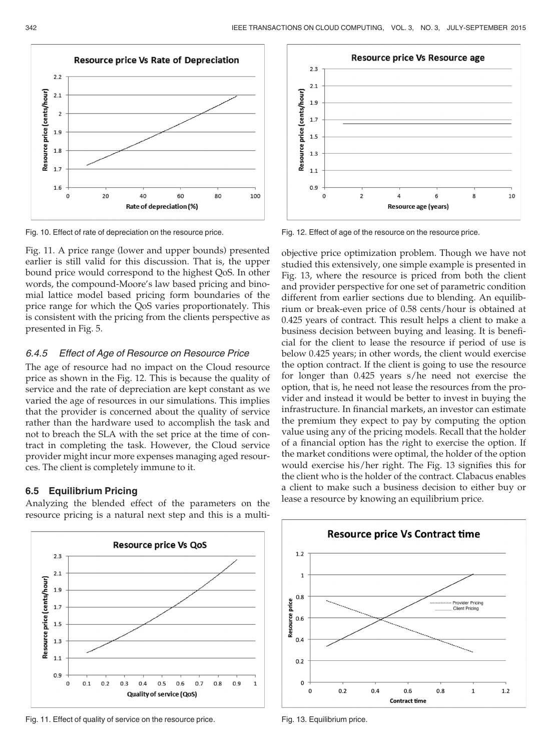Fig. 10. Effect of rate of depreciation on the resource price.

Fig. 12. Effect of age of the resource on the resource price.

Fig. 11. A price range (lower and upper bounds) presented earlier is still valid for this discussion. That is, the upper bound price would correspond to the highest QoS. In other words, the compound-Moore's law based pricing and binomial lattice model based pricing form boundaries of the price range for which the QoS varies proportionately. This is consistent with the pricing from the clients perspective as presented in Fig. 5.

### 6.4.5 Effect of Age of Resource on Resource Price

The age of resource had no impact on the Cloud resource price as shown in the Fig. 12. This is because the quality of service and the rate of depreciation are kept constant as we varied the age of resources in our simulations. This implies that the provider is concerned about the quality of service rather than the hardware used to accomplish the task and not to breach the SLA with the set price at the time of contract in completing the task. However, the Cloud service provider might incur more expenses managing aged resources. The client is completely immune to it.

## 6.5 Equilibrium Pricing

Analyzing the blended effect of the parameters on the resource pricing is a natural next step and this is a multi-objective price optimization problem. Though we have not studied this extensively, one simple example is presented in Fig. 13, where the resource is priced from both the client and provider perspective for one set of parametric condition different from earlier sections due to blending. An equilibrium or break-even price of 0.58 cents/hour is obtained at 0.425 years of contract. This result helps a client to make a business decision between buying and leasing. It is beneficial for the client to lease the resource if period of use is below 0.425 years; in other words, the client would exercise the option contract. If the client is going to use the resource for longer than 0.425 years s/he need not exercise the option, that is, he need not lease the resources from the provider and instead it would be better to invest in buying the infrastructure. In financial markets, an investor can estimate the premium they expect to pay by computing the option value using any of the pricing models. Recall that the holder of a financial option has the *r*ight to exercise the option. If the market conditions were optimal, the holder of the option would exercise his/her right. The Fig. 13 signifies this for the client who is the holder of the contract. Clabacus enables a client to make such a business decision to either buy or lease a resource by knowing an equilibrium price.

Fig. 11. Effect of quality of service on the resource price.

Fig. 13. Equilibrium price.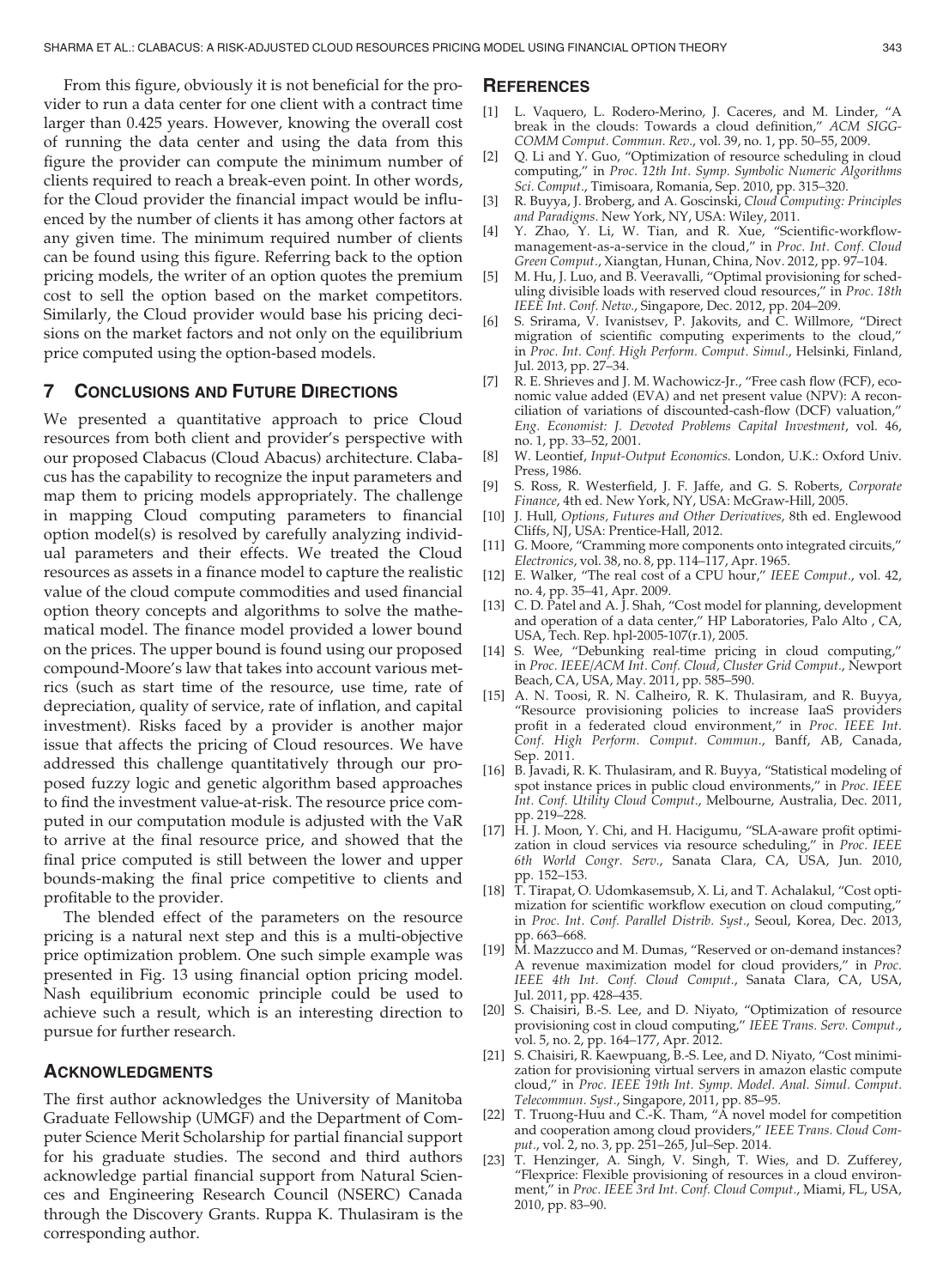From this figure, obviously it is not beneficial for the provider to run a data center for one client with a contract time larger than 0.425 years. However, knowing the overall cost of running the data center and using the data from this figure the provider can compute the minimum number of clients required to reach a break-even point. In other words, for the Cloud provider the financial impact would be influenced by the number of clients it has among other factors at any given time. The minimum required number of clients can be found using this figure. Referring back to the option pricing models, the writer of an option quotes the premium cost to sell the option based on the market competitors. Similarly, the Cloud provider would base his pricing decisions on the market factors and not only on the equilibrium price computed using the option-based models.

## 7 Conclusions and Future Directions

We presented a quantitative approach to price Cloud resources from both client and provider's perspective with our proposed Clabacus (Cloud Abacus) architecture. Clabacus has the capability to recognize the input parameters and map them to pricing models appropriately. The challenge in mapping Cloud computing parameters to financial option model(s) is resolved by carefully analyzing individual parameters and their effects. We treated the Cloud resources as assets in a finance model to capture the realistic value of the cloud compute commodities and used financial option theory concepts and algorithms to solve the mathematical model. The finance model provided a lower bound on the prices. The upper bound is found using our proposed compound-Moore's law that takes into account various metrics (such as start time of the resource, use time, rate of depreciation, quality of service, rate of inflation, and capital investment). Risks faced by a provider is another major issue that affects the pricing of Cloud resources. We have addressed this challenge quantitatively through our proposed fuzzy logic and genetic algorithm based approaches to find the investment value-at-risk. The resource price computed in our computation module is adjusted with the VaR to arrive at the final resource price, and showed that the final price computed is still between the lower and upper bounds-making the final price competitive to clients and profitable to the provider.

The blended effect of the parameters on the resource pricing is a natural next step and this is a multi-objective price optimization problem. One such simple example was presented in Fig. 13 using financial option pricing model. Nash equilibrium economic principle could be used to achieve such a result, which is an interesting direction to pursue for further research.

## Acknowledgments

The first author acknowledges the University of Manitoba Graduate Fellowship (UMGF) and the Department of Computer Science Merit Scholarship for partial financial support for his graduate studies. The second and third authors acknowledge partial financial support from Natural Sciences and Engineering Research Council (NSERC) Canada through the Discovery Grants. Ruppa K. Thulasiram is the corresponding author.

## References

[1] L. Vaquero, L. Rodero-Merino, J. Caceres, and M. Linder, "A break in the clouds: Towards a cloud definition," *ACM SIGGCOMM Comput. Commun. Rev.*, vol. 39, no. 1, pp. 50–55, 2009.

[2] Q. Li and Y. Guo, "Optimization of resource scheduling in cloud computing," in *Proc. 12th Int. Symp. Symbolic Numeric Algorithms Sci. Comput.*, Timisoara, Romania, Sep. 2010, pp. 315–320.

[3] R. Buyya, J. Broberg, and A. Goscinski, *Cloud Computing: Principles and Paradigms*. New York, NY, USA: Wiley, 2011.

[4] Y. Zhao, Y. Li, W. Tian, and R. Xue, "Scientific-workflow-management-as-a-service in the cloud," in *Proc. Int. Conf. Cloud Green Comput.*, Xiangtan, Hunan, China, Nov. 2012, pp. 97–104.

[5] M. Hu, J. Luo, and B. Veeravalli, "Optimal provisioning for scheduling divisible loads with reserved cloud resources," in *Proc. 18th IEEE Int. Conf. Netw.*, Singapore, Dec. 2012, pp. 204–209.

[6] S. Srirama, V. Ivanistsev, P. Jakovits, and C. Willmore, "Direct migration of scientific computing experiments to the cloud," in *Proc. Int. Conf. High Perform. Comput. Simul.*, Helsinki, Finland, Jul. 2013, pp. 27–34.

[7] R. E. Shrieves and J. M. Wachowicz-Jr., "Free cash flow (FCF), economic value added (EVA) and net present value (NPV): A reconciliation of variations of discounted-cash-flow (DCF) valuation," *Eng. Economist: J. Devoted Problems Capital Investment*, vol. 46, no. 1, pp. 33–52, 2001.

[8] W. Leontief, *Input-Output Economics*. London, U.K.: Oxford Univ. Press, 1986.

[9] S. Ross, R. Westerfield, J. F. Jaffe, and G. S. Roberts, *Corporate Finance*, 4th ed. New York, NY, USA: McGraw-Hill, 2005.

[10] J. Hull, *Options, Futures and Other Derivatives*, 8th ed. Englewood Cliffs, NJ, USA: Prentice-Hall, 2012.

[11] G. Moore, "Cramming more components onto integrated circuits," *Electronics*, vol. 38, no. 8, pp. 114–117, Apr. 1965.

[12] E. Walker, "The real cost of a CPU hour," *IEEE Comput.*, vol. 42, no. 4, pp. 35–41, Apr. 2009.

[13] C. D. Patel and A. J. Shah, "Cost model for planning, development and operation of a data center," HP Laboratories, Palo Alto , CA, USA, Tech. Rep. hpl-2005-107(r.1), 2005.

[14] S. Wee, "Debunking real-time pricing in cloud computing," in *Proc. IEEE/ACM Int. Conf. Cloud, Cluster Grid Comput.*, Newport Beach, CA, USA, May. 2011, pp. 585–590.

[15] A. N. Toosi, R. N. Calheiro, R. K. Thulasiram, and R. Buyya, "Resource provisioning policies to increase IaaS providers profit in a federated cloud environment," in *Proc. IEEE Int. Conf. High Perform. Comput. Commun.*, Banff, AB, Canada, Sep. 2011.

[16] B. Javadi, R. K. Thulasiram, and R. Buyya, "Statistical modeling of spot instance prices in public cloud environments," in *Proc. IEEE Int. Conf. Utility Cloud Comput.*, Melbourne, Australia, Dec. 2011, pp. 219–228.

[17] H. J. Moon, Y. Chi, and H. Hacigumu, "SLA-aware profit optimization in cloud services via resource scheduling," in *Proc. IEEE 6th World Congr. Serv.*, Sanata Clara, CA, USA, Jun. 2010, pp. 152–153.

[18] T. Tirapat, O. Udomkasemsub, X. Li, and T. Achalakul, "Cost optimization for scientific workflow execution on cloud computing," in *Proc. Int. Conf. Parallel Distrib. Syst.*, Seoul, Korea, Dec. 2013, pp. 663–668.

[19] M. Mazzucco and M. Dumas, "Reserved or on-demand instances? A revenue maximization model for cloud providers," in *Proc. IEEE 4th Int. Conf. Cloud Comput.*, Sanata Clara, CA, USA, Jul. 2011, pp. 428–435.

[20] S. Chaisiri, B.-S. Lee, and D. Niyato, "Optimization of resource provisioning cost in cloud computing," *IEEE Trans. Serv. Comput.*, vol. 5, no. 2, pp. 164–177, Apr. 2012.

[21] S. Chaisiri, R. Kaewpuang, B.-S. Lee, and D. Niyato, "Cost minimization for provisioning virtual servers in amazon elastic compute cloud," in *Proc. IEEE 19th Int. Symp. Model. Anal. Simul. Comput. Telecommun. Syst.*, Singapore, 2011, pp. 85–95.

[22] T. Truong-Huu and C.-K. Tham, "A novel model for competition and cooperation among cloud providers," *IEEE Trans. Cloud Comput.*, vol. 2, no. 3, pp. 251–265, Jul–Sep. 2014.

[23] T. Henzinger, A. Singh, V. Singh, T. Wies, and D. Zufferey, "Flexprice: Flexible provisioning of resources in a cloud environment," in *Proc. IEEE 3rd Int. Conf. Cloud Comput.*, Miami, FL, USA, 2010, pp. 83–90.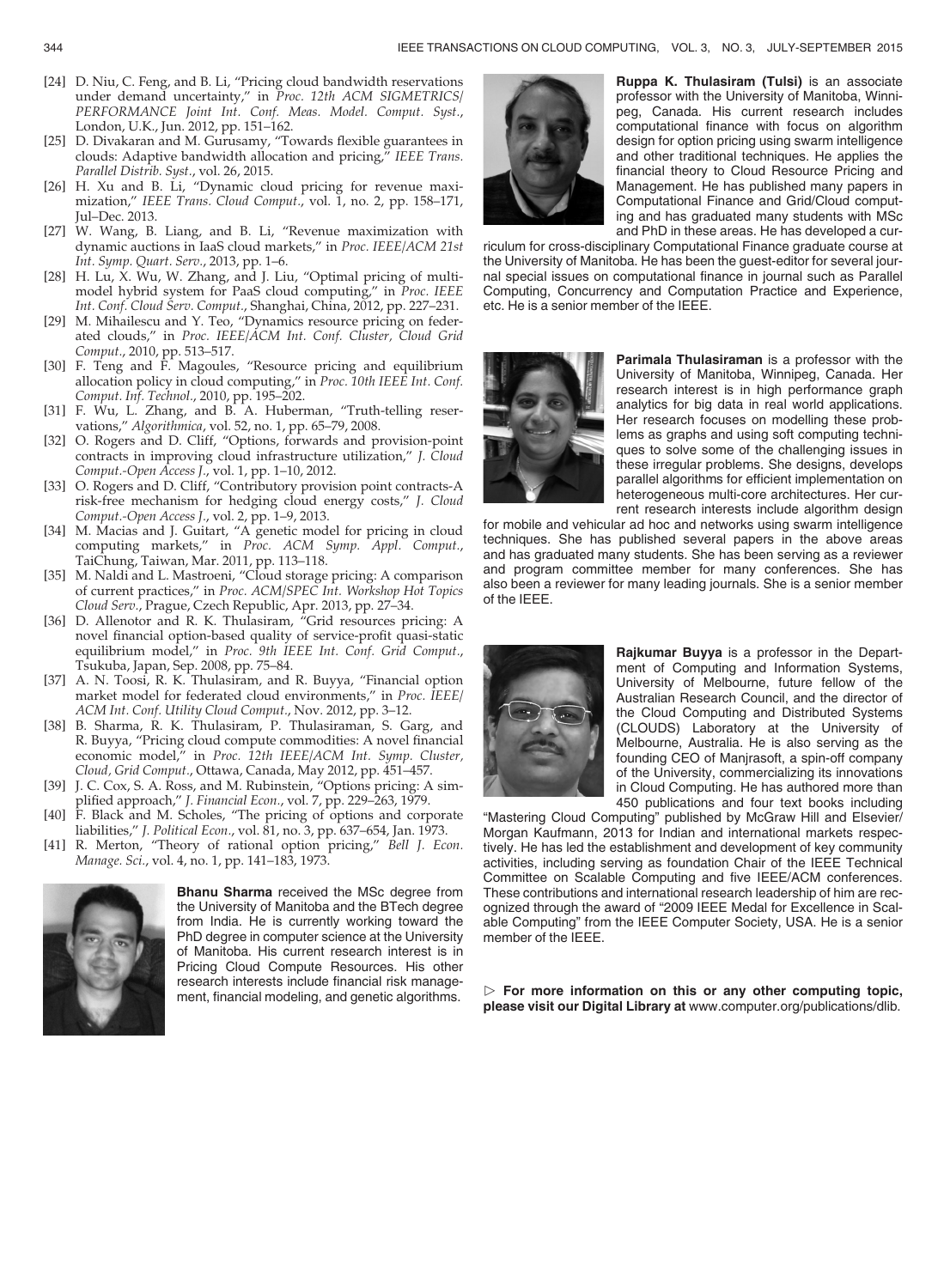[24] D. Niu, C. Feng, and B. Li, "Pricing cloud bandwidth reservations under demand uncertainty," in *Proc. 12th ACM SIGMETRICS/PERFORMANCE Joint Int. Conf. Meas. Model. Comput. Syst.*, London, U.K., Jun. 2012, pp. 151–162.

[25] D. Divakaran and M. Gurusamy, "Towards flexible guarantees in clouds: Adaptive bandwidth allocation and pricing," *IEEE Trans. Parallel Distrib. Syst.*, vol. 26, 2015.

[26] H. Xu and B. Li, "Dynamic cloud pricing for revenue maximization," *IEEE Trans. Cloud Comput.*, vol. 1, no. 2, pp. 158–171, Jul–Dec. 2013.

[27] W. Wang, B. Liang, and B. Li, "Revenue maximization with dynamic auctions in IaaS cloud markets," in *Proc. IEEE/ACM 21st Int. Symp. Quart. Serv.*, 2013, pp. 1–6.

[28] H. Lu, X. Wu, W. Zhang, and J. Liu, "Optimal pricing of multi-model hybrid system for PaaS cloud computing," in *Proc. IEEE Int. Conf. Cloud Serv. Comput.*, Shanghai, China, 2012, pp. 227–231.

[29] M. Mihailescu and Y. Teo, "Dynamics resource pricing on federated clouds," in *Proc. IEEE/ACM Int. Conf. Cluster, Cloud Grid Comput.*, 2010, pp. 513–517.

[30] F. Teng and F. Magoules, "Resource pricing and equilibrium allocation policy in cloud computing," in *Proc. 10th IEEE Int. Conf. Comput. Inf. Technol.*, 2010, pp. 195–202.

[31] F. Wu, L. Zhang, and B. A. Huberman, "Truth-telling reservations," *Algorithmica*, vol. 52, no. 1, pp. 65–79, 2008.

[32] O. Rogers and D. Cliff, "Options, forwards and provision-point contracts in improving cloud infrastructure utilization," *J. Cloud Comput.-Open Access J.*, vol. 1, pp. 1–10, 2012.

[33] O. Rogers and D. Cliff, "Contributory provision point contracts-A risk-free mechanism for hedging cloud energy costs," *J. Cloud Comput.-Open Access J.*, vol. 2, pp. 1–9, 2013.

[34] M. Macias and J. Guitart, "A genetic model for pricing in cloud computing markets," in *Proc. ACM Symp. Appl. Comput.*, TaiChung, Taiwan, Mar. 2011, pp. 113–118.

[35] M. Naldi and L. Mastroeni, "Cloud storage pricing: A comparison of current practices," in *Proc. ACM/SPEC Int. Workshop Hot Topics Cloud Serv.*, Prague, Czech Republic, Apr. 2013, pp. 27–34.

[36] D. Allenotor and R. K. Thulasiram, "Grid resources pricing: A novel financial option-based quality of service-profit quasi-static equilibrium model," in *Proc. 9th IEEE Int. Conf. Grid Comput.*, Tsukuba, Japan, Sep. 2008, pp. 75–84.

[37] A. N. Toosi, R. K. Thulasiram, and R. Buyya, "Financial option market model for federated cloud environments," in *Proc. IEEE/ACM Int. Conf. Utility Cloud Comput.*, Nov. 2012, pp. 3–12.

[38] B. Sharma, R. K. Thulasiram, P. Thulasiraman, S. Garg, and R. Buyya, "Pricing cloud compute commodities: A novel financial economic model," in *Proc. 12th IEEE/ACM Int. Symp. Cluster, Cloud, Grid Comput.*, Ottawa, Canada, May 2012, pp. 451–457.

[39] J. C. Cox, S. A. Ross, and M. Rubinstein, "Options pricing: A simplified approach," *J. Financial Econ.*, vol. 7, pp. 229–263, 1979.

[40] F. Black and M. Scholes, "The pricing of options and corporate liabilities," *J. Political Econ.*, vol. 81, no. 3, pp. 637–654, Jan. 1973.

[41] R. Merton, "Theory of rational option pricing," *Bell J. Econ. Manage. Sci.*, vol. 4, no. 1, pp. 141–183, 1973.

**Bhanu Sharma** received the MSc degree from the University of Manitoba and the BTech degree from India. He is currently working toward the PhD degree in computer science at the University of Manitoba. His current research interest is in Pricing Cloud Compute Resources. His other research interests include financial risk management, financial modeling, and genetic algorithms.

**Ruppa K. Thulasiram (Tulsi)** is an associate professor with the University of Manitoba, Winnipeg, Canada. His current research includes computational finance with focus on algorithm design for option pricing using swarm intelligence and other traditional techniques. He applies the financial theory to Cloud Resource Pricing and Management. He has published many papers in Computational Finance and Grid/Cloud computing and has graduated many students with MSc and PhD in these areas. He has developed a curriculum for cross-disciplinary Computational Finance graduate course at the University of Manitoba. He has been the guest-editor for several journal special issues on computational finance in journal such as Parallel Computing, Concurrency and Computation Practice and Experience, etc. He is a senior member of the IEEE.

**Parimala Thulasiraman** is a professor with the University of Manitoba, Winnipeg, Canada. Her research interest is in high performance graph analytics for big data in real world applications. Her research focuses on modelling these problems as graphs and using soft computing techniques to solve some of the challenging issues in these irregular problems. She designs, develops parallel algorithms for efficient implementation on heterogeneous multi-core architectures. Her current research interests include algorithm design for mobile and vehicular ad hoc and networks using swarm intelligence techniques. She has published several papers in the above areas and has graduated many students. She has been serving as a reviewer and program committee member for many conferences. She has also been a reviewer for many leading journals. She is a senior member of the IEEE.

**Rajkumar Buyya** is a professor in the Department of Computing and Information Systems, University of Melbourne, future fellow of the Australian Research Council, and the director of the Cloud Computing and Distributed Systems (CLOUDS) Laboratory at the University of Melbourne, Australia. He is also serving as the founding CEO of Manjrasoft, a spin-off company of the University, commercializing its innovations in Cloud Computing. He has authored more than 450 publications and four text books including "Mastering Cloud Computing" published by McGraw Hill and Elsevier/Morgan Kaufmann, 2013 for Indian and international markets respectively. He has led the establishment and development of key community activities, including serving as foundation Chair of the IEEE Technical Committee on Scalable Computing and five IEEE/ACM conferences. These contributions and international research leadership of him are recognized through the award of "2009 IEEE Medal for Excellence in Scalable Computing" from the IEEE Computer Society, USA. He is a senior member of the IEEE.

▷ **For more information on this or any other computing topic, please visit our Digital Library at** www.computer.org/publications/dlib.